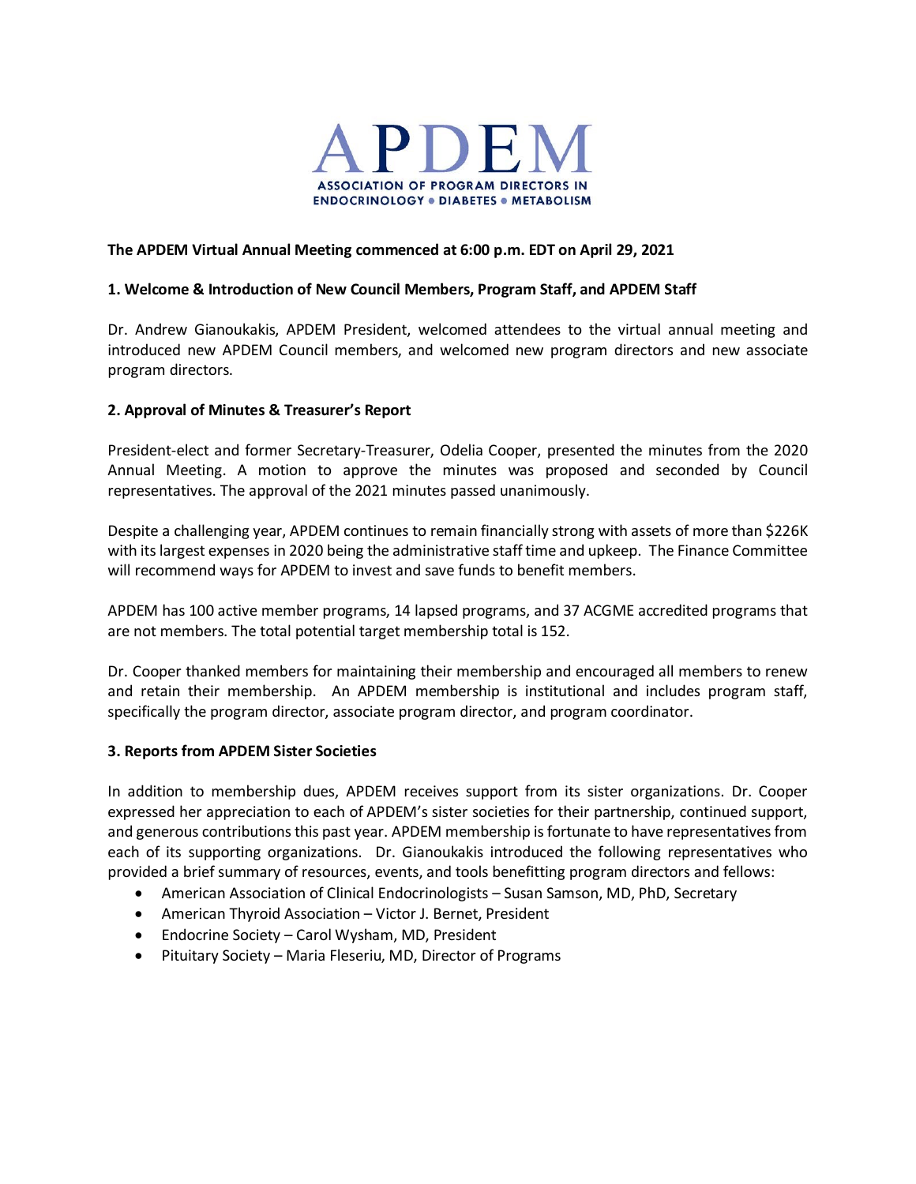# APDEM

**ASSOCIATION OF PROGRAM DIRECTORS IN ENDOCRINOLOGY • DIABETES • METABOLISM**

**The APDEM Virtual Annual Meeting commenced at 6:00 p.m. EDT on April 29, 2021**

## 1. Welcome & Introduction of New Council Members, Program Staff, and APDEM Staff

Dr. Andrew Gianoukakis, APDEM President, welcomed attendees to the virtual annual meeting and introduced new APDEM Council members, and welcomed new program directors and new associate program directors.

## 2. Approval of Minutes & Treasurer's Report

President-elect and former Secretary-Treasurer, Odelia Cooper, presented the minutes from the 2020 Annual Meeting. A motion to approve the minutes was proposed and seconded by Council representatives. The approval of the 2021 minutes passed unanimously.

Despite a challenging year, APDEM continues to remain financially strong with assets of more than $226K with its largest expenses in 2020 being the administrative staff time and upkeep. The Finance Committee will recommend ways for APDEM to invest and save funds to benefit members.

APDEM has 100 active member programs, 14 lapsed programs, and 37 ACGME accredited programs that are not members. The total potential target membership total is 152.

Dr. Cooper thanked members for maintaining their membership and encouraged all members to renew and retain their membership. An APDEM membership is institutional and includes program staff, specifically the program director, associate program director, and program coordinator.

## 3. Reports from APDEM Sister Societies

In addition to membership dues, APDEM receives support from its sister organizations. Dr. Cooper expressed her appreciation to each of APDEM's sister societies for their partnership, continued support, and generous contributions this past year. APDEM membership is fortunate to have representatives from each of its supporting organizations. Dr. Gianoukakis introduced the following representatives who provided a brief summary of resources, events, and tools benefitting program directors and fellows:

- American Association of Clinical Endocrinologists – Susan Samson, MD, PhD, Secretary
- American Thyroid Association – Victor J. Bernet, President
- Endocrine Society – Carol Wysham, MD, President
- Pituitary Society – Maria Fleseriu, MD, Director of Programs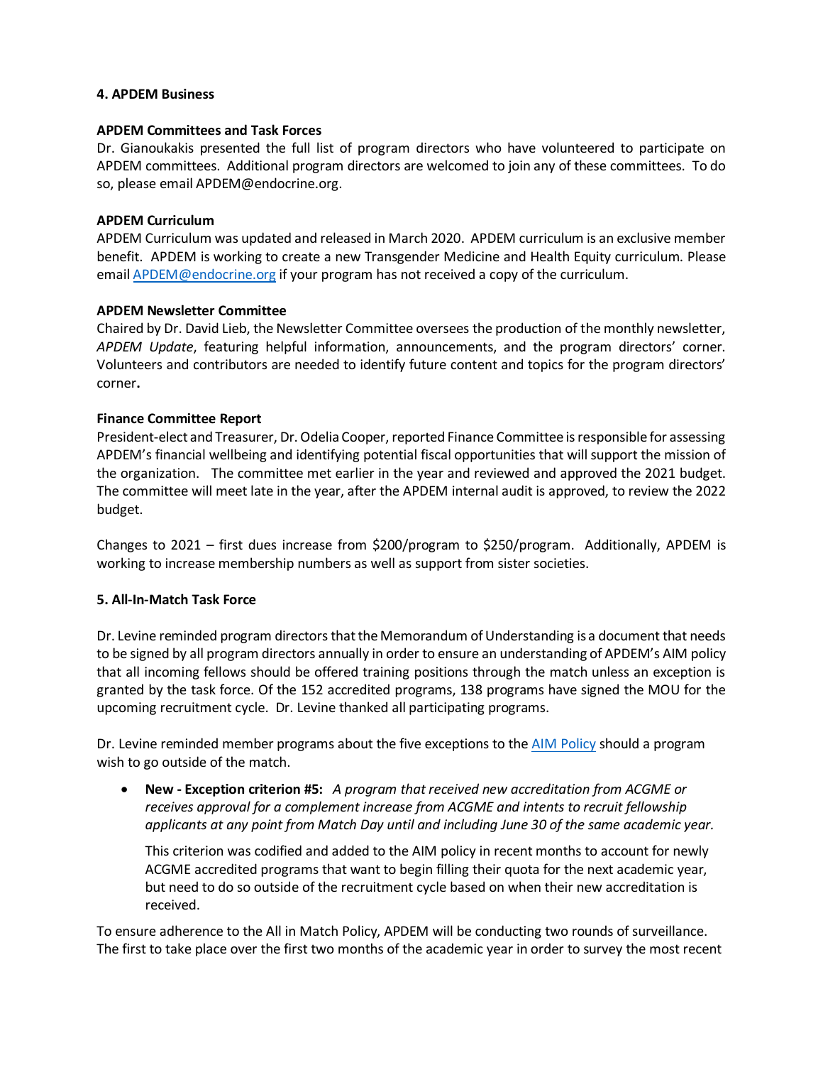**4. APDEM Business**

**APDEM Committees and Task Forces**

Dr. Gianoukakis presented the full list of program directors who have volunteered to participate on APDEM committees. Additional program directors are welcomed to join any of these committees. To do so, please email APDEM@endocrine.org.

**APDEM Curriculum**

APDEM Curriculum was updated and released in March 2020. APDEM curriculum is an exclusive member benefit. APDEM is working to create a new Transgender Medicine and Health Equity curriculum. Please email [APDEM@endocrine.org](mailto:APDEM@endocrine.org) if your program has not received a copy of the curriculum.

**APDEM Newsletter Committee**

Chaired by Dr. David Lieb, the Newsletter Committee oversees the production of the monthly newsletter, *APDEM Update*, featuring helpful information, announcements, and the program directors' corner. Volunteers and contributors are needed to identify future content and topics for the program directors' corner**.**

**Finance Committee Report**

President-elect and Treasurer, Dr. Odelia Cooper, reported Finance Committee is responsible for assessing APDEM's financial wellbeing and identifying potential fiscal opportunities that will support the mission of the organization. The committee met earlier in the year and reviewed and approved the 2021 budget. The committee will meet late in the year, after the APDEM internal audit is approved, to review the 2022 budget.

Changes to 2021 – first dues increase from $200/program to $250/program. Additionally, APDEM is working to increase membership numbers as well as support from sister societies.

**5. All-In-Match Task Force**

Dr. Levine reminded program directors that the Memorandum of Understanding is a document that needs to be signed by all program directors annually in order to ensure an understanding of APDEM's AIM policy that all incoming fellows should be offered training positions through the match unless an exception is granted by the task force. Of the 152 accredited programs, 138 programs have signed the MOU for the upcoming recruitment cycle. Dr. Levine thanked all participating programs.

Dr. Levine reminded member programs about the five exceptions to the AIM Policy should a program wish to go outside of the match.

- **New - Exception criterion #5:** *A program that received new accreditation from ACGME or receives approval for a complement increase from ACGME and intents to recruit fellowship applicants at any point from Match Day until and including June 30 of the same academic year.*

  This criterion was codified and added to the AIM policy in recent months to account for newly ACGME accredited programs that want to begin filling their quota for the next academic year, but need to do so outside of the recruitment cycle based on when their new accreditation is received.

To ensure adherence to the All in Match Policy, APDEM will be conducting two rounds of surveillance. The first to take place over the first two months of the academic year in order to survey the most recent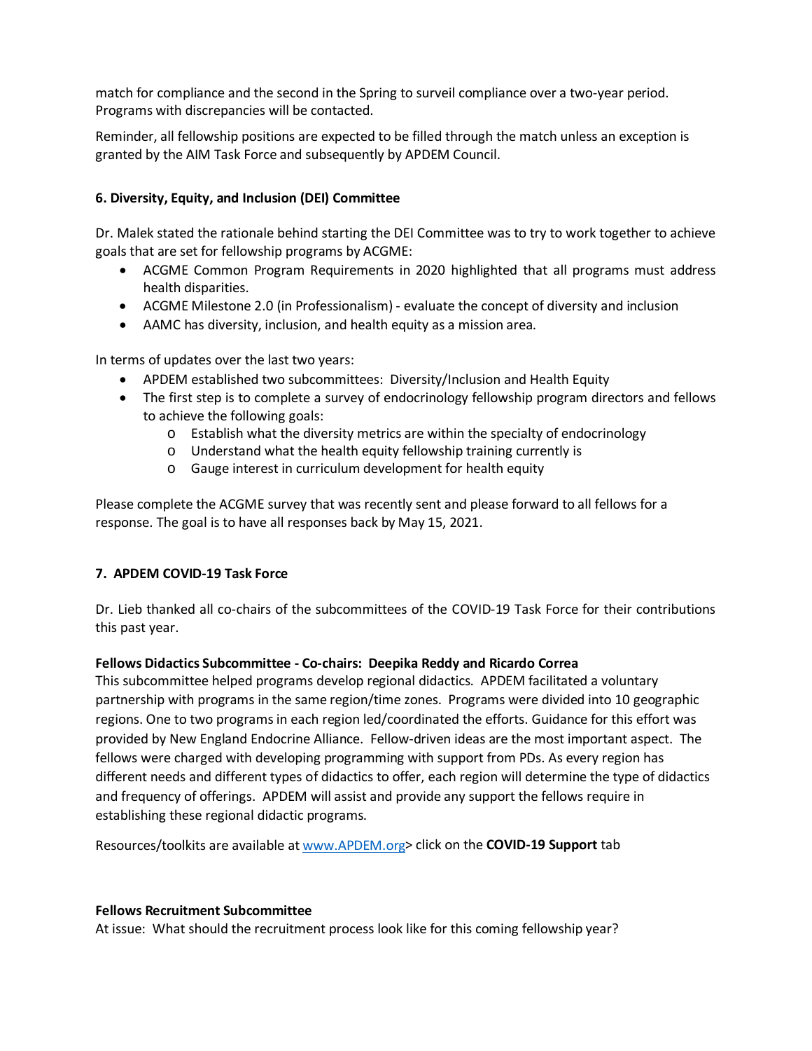match for compliance and the second in the Spring to surveil compliance over a two-year period. Programs with discrepancies will be contacted.

Reminder, all fellowship positions are expected to be filled through the match unless an exception is granted by the AIM Task Force and subsequently by APDEM Council.

### 6. Diversity, Equity, and Inclusion (DEI) Committee

Dr. Malek stated the rationale behind starting the DEI Committee was to try to work together to achieve goals that are set for fellowship programs by ACGME:

- ACGME Common Program Requirements in 2020 highlighted that all programs must address health disparities.
- ACGME Milestone 2.0 (in Professionalism) - evaluate the concept of diversity and inclusion
- AAMC has diversity, inclusion, and health equity as a mission area.

In terms of updates over the last two years:

- APDEM established two subcommittees: Diversity/Inclusion and Health Equity
- The first step is to complete a survey of endocrinology fellowship program directors and fellows to achieve the following goals:
  - Establish what the diversity metrics are within the specialty of endocrinology
  - Understand what the health equity fellowship training currently is
  - Gauge interest in curriculum development for health equity

Please complete the ACGME survey that was recently sent and please forward to all fellows for a response. The goal is to have all responses back by May 15, 2021.

### 7. APDEM COVID-19 Task Force

Dr. Lieb thanked all co-chairs of the subcommittees of the COVID-19 Task Force for their contributions this past year.

**Fellows Didactics Subcommittee - Co-chairs: Deepika Reddy and Ricardo Correa**
This subcommittee helped programs develop regional didactics. APDEM facilitated a voluntary partnership with programs in the same region/time zones. Programs were divided into 10 geographic regions. One to two programs in each region led/coordinated the efforts. Guidance for this effort was provided by New England Endocrine Alliance. Fellow-driven ideas are the most important aspect. The fellows were charged with developing programming with support from PDs. As every region has different needs and different types of didactics to offer, each region will determine the type of didactics and frequency of offerings. APDEM will assist and provide any support the fellows require in establishing these regional didactic programs.

Resources/toolkits are available at www.APDEM.org> click on the **COVID-19 Support** tab

**Fellows Recruitment Subcommittee**
At issue: What should the recruitment process look like for this coming fellowship year?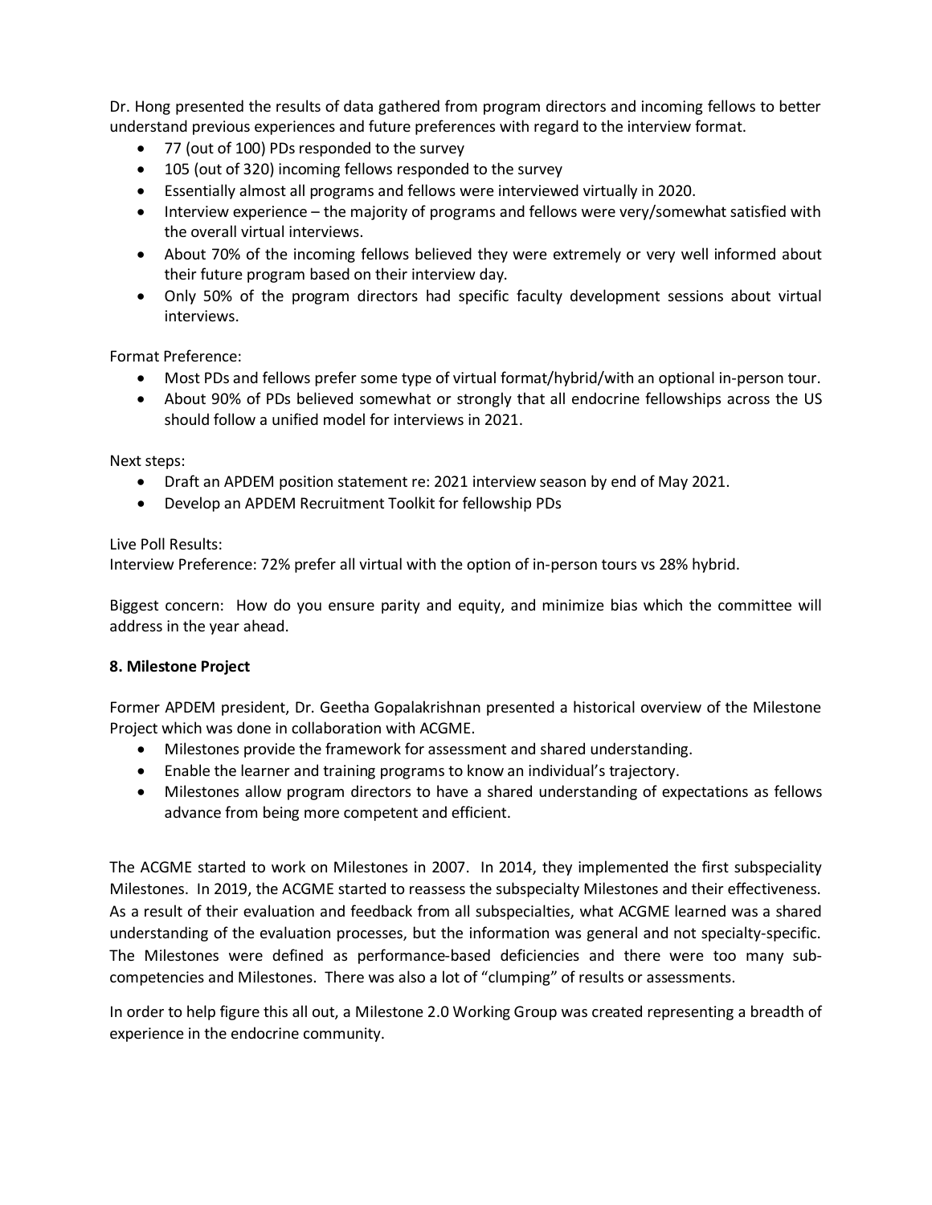Dr. Hong presented the results of data gathered from program directors and incoming fellows to better understand previous experiences and future preferences with regard to the interview format.

- 77 (out of 100) PDs responded to the survey
- 105 (out of 320) incoming fellows responded to the survey
- Essentially almost all programs and fellows were interviewed virtually in 2020.
- Interview experience – the majority of programs and fellows were very/somewhat satisfied with the overall virtual interviews.
- About 70% of the incoming fellows believed they were extremely or very well informed about their future program based on their interview day.
- Only 50% of the program directors had specific faculty development sessions about virtual interviews.

Format Preference:

- Most PDs and fellows prefer some type of virtual format/hybrid/with an optional in-person tour.
- About 90% of PDs believed somewhat or strongly that all endocrine fellowships across the US should follow a unified model for interviews in 2021.

Next steps:

- Draft an APDEM position statement re: 2021 interview season by end of May 2021.
- Develop an APDEM Recruitment Toolkit for fellowship PDs

Live Poll Results:
Interview Preference: 72% prefer all virtual with the option of in-person tours vs 28% hybrid.

Biggest concern: How do you ensure parity and equity, and minimize bias which the committee will address in the year ahead.

**8. Milestone Project**

Former APDEM president, Dr. Geetha Gopalakrishnan presented a historical overview of the Milestone Project which was done in collaboration with ACGME.

- Milestones provide the framework for assessment and shared understanding.
- Enable the learner and training programs to know an individual's trajectory.
- Milestones allow program directors to have a shared understanding of expectations as fellows advance from being more competent and efficient.

The ACGME started to work on Milestones in 2007. In 2014, they implemented the first subspeciality Milestones. In 2019, the ACGME started to reassess the subspecialty Milestones and their effectiveness. As a result of their evaluation and feedback from all subspecialties, what ACGME learned was a shared understanding of the evaluation processes, but the information was general and not specialty-specific. The Milestones were defined as performance-based deficiencies and there were too many sub-competencies and Milestones. There was also a lot of "clumping" of results or assessments.

In order to help figure this all out, a Milestone 2.0 Working Group was created representing a breadth of experience in the endocrine community.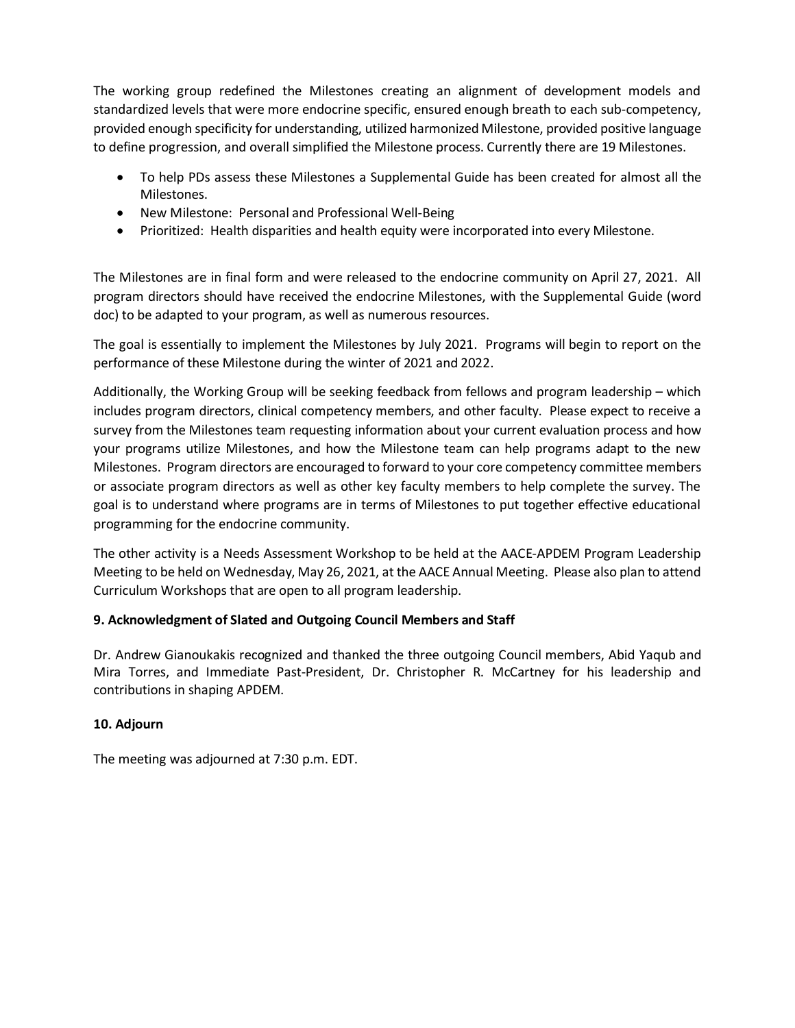The working group redefined the Milestones creating an alignment of development models and standardized levels that were more endocrine specific, ensured enough breath to each sub-competency, provided enough specificity for understanding, utilized harmonized Milestone, provided positive language to define progression, and overall simplified the Milestone process. Currently there are 19 Milestones.

- To help PDs assess these Milestones a Supplemental Guide has been created for almost all the Milestones.
- New Milestone: Personal and Professional Well-Being
- Prioritized: Health disparities and health equity were incorporated into every Milestone.

The Milestones are in final form and were released to the endocrine community on April 27, 2021. All program directors should have received the endocrine Milestones, with the Supplemental Guide (word doc) to be adapted to your program, as well as numerous resources.

The goal is essentially to implement the Milestones by July 2021. Programs will begin to report on the performance of these Milestone during the winter of 2021 and 2022.

Additionally, the Working Group will be seeking feedback from fellows and program leadership – which includes program directors, clinical competency members, and other faculty. Please expect to receive a survey from the Milestones team requesting information about your current evaluation process and how your programs utilize Milestones, and how the Milestone team can help programs adapt to the new Milestones. Program directors are encouraged to forward to your core competency committee members or associate program directors as well as other key faculty members to help complete the survey. The goal is to understand where programs are in terms of Milestones to put together effective educational programming for the endocrine community.

The other activity is a Needs Assessment Workshop to be held at the AACE-APDEM Program Leadership Meeting to be held on Wednesday, May 26, 2021, at the AACE Annual Meeting. Please also plan to attend Curriculum Workshops that are open to all program leadership.

**9. Acknowledgment of Slated and Outgoing Council Members and Staff**

Dr. Andrew Gianoukakis recognized and thanked the three outgoing Council members, Abid Yaqub and Mira Torres, and Immediate Past-President, Dr. Christopher R. McCartney for his leadership and contributions in shaping APDEM.

**10. Adjourn**

The meeting was adjourned at 7:30 p.m. EDT.